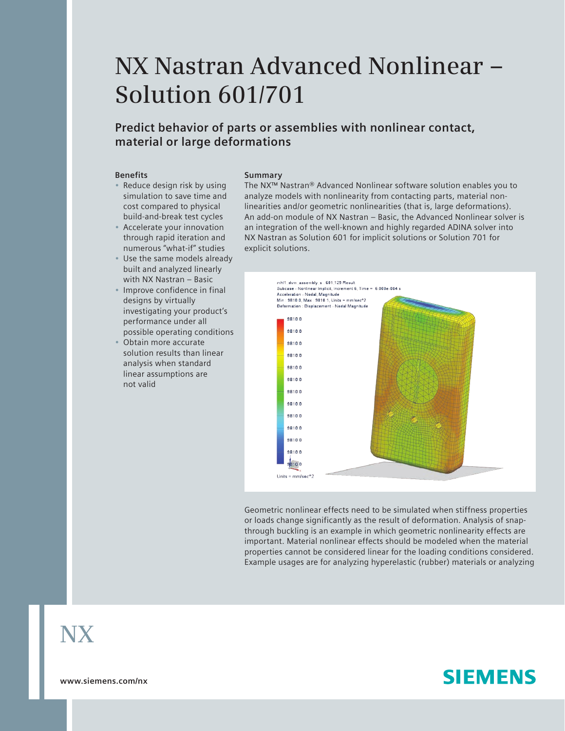# NX Nastran Advanced Nonlinear – Solution 601/701

## Predict behavior of parts or assemblies with nonlinear contact, material or large deformations

### Benefits

- Reduce design risk by using simulation to save time and cost compared to physical build-and-break test cycles
- Accelerate your innovation through rapid iteration and numerous "what-if" studies
- Use the same models already built and analyzed linearly with NX Nastran – Basic
- Improve confidence in final designs by virtually investigating your product's performance under all possible operating conditions
- Obtain more accurate solution results than linear analysis when standard linear assumptions are not valid

### Summary

The NX™ Nastran® Advanced Nonlinear software solution enables you to analyze models with nonlinearity from contacting parts, material nonlinearities and/or geometric nonlinearities (that is, large deformations). An add-on module of NX Nastran – Basic, the Advanced Nonlinear solver is an integration of the well-known and highly regarded ADINA solver into NX Nastran as Solution 601 for implicit solutions or Solution 701 for explicit solutions.

Geometric nonlinear effects need to be simulated when stiffness properties or loads change significantly as the result of deformation. Analysis of snap-through buckling is an example in which geometric nonlinearity effects are important. Material nonlinear effects should be modeled when the material properties cannot be considered linear for the loading conditions considered. Example usages are for analyzing hyperelastic (rubber) materials or analyzing

NX

www.siemens.com/nx

SIEMENS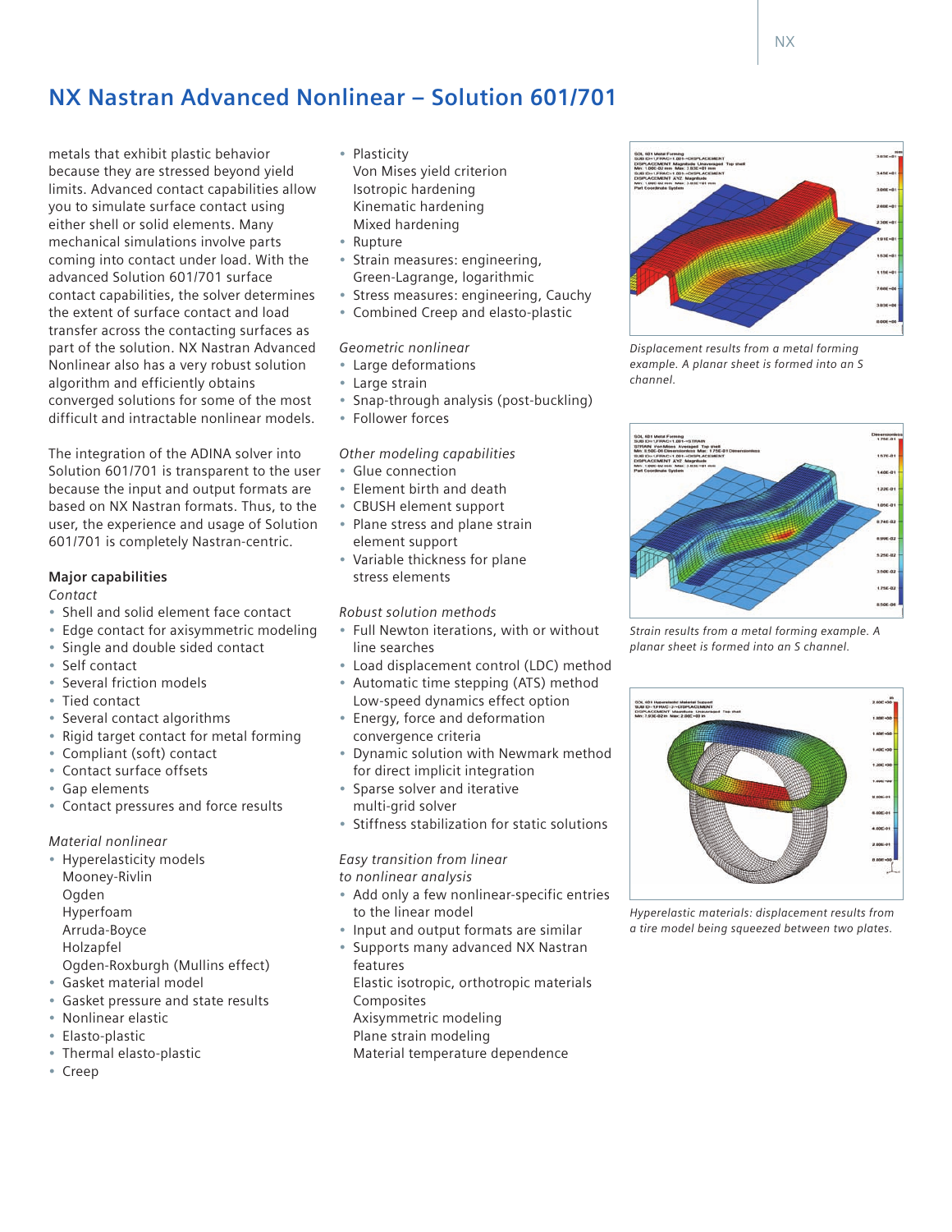# NX Nastran Advanced Nonlinear – Solution 601/701

metals that exhibit plastic behavior because they are stressed beyond yield limits. Advanced contact capabilities allow you to simulate surface contact using either shell or solid elements. Many mechanical simulations involve parts coming into contact under load. With the advanced Solution 601/701 surface contact capabilities, the solver determines the extent of surface contact and load transfer across the contacting surfaces as part of the solution. NX Nastran Advanced Nonlinear also has a very robust solution algorithm and efficiently obtains converged solutions for some of the most difficult and intractable nonlinear models.

The integration of the ADINA solver into Solution 601/701 is transparent to the user because the input and output formats are based on NX Nastran formats. Thus, to the user, the experience and usage of Solution 601/701 is completely Nastran-centric.

**Major capabilities**

*Contact*

- Shell and solid element face contact
- Edge contact for axisymmetric modeling
- Single and double sided contact
- Self contact
- Several friction models
- Tied contact
- Several contact algorithms
- Rigid target contact for metal forming
- Compliant (soft) contact
- Contact surface offsets
- Gap elements
- Contact pressures and force results

*Material nonlinear*

- Hyperelasticity models
  Mooney-Rivlin
  Ogden
  Hyperfoam
  Arruda-Boyce
  Holzapfel
  Ogden-Roxburgh (Mullins effect)
- Gasket material model
- Gasket pressure and state results
- Nonlinear elastic
- Elasto-plastic
- Thermal elasto-plastic
- Creep
- Plasticity
  Von Mises yield criterion
  Isotropic hardening
  Kinematic hardening
  Mixed hardening
- Rupture
- Strain measures: engineering, Green-Lagrange, logarithmic
- Stress measures: engineering, Cauchy
- Combined Creep and elasto-plastic

*Geometric nonlinear*

- Large deformations
- Large strain
- Snap-through analysis (post-buckling)
- Follower forces

*Other modeling capabilities*

- Glue connection
- Element birth and death
- CBUSH element support
- Plane stress and plane strain element support
- Variable thickness for plane stress elements

*Robust solution methods*

- Full Newton iterations, with or without line searches
- Load displacement control (LDC) method
- Automatic time stepping (ATS) method
  Low-speed dynamics effect option
- Energy, force and deformation convergence criteria
- Dynamic solution with Newmark method for direct implicit integration
- Sparse solver and iterative multi-grid solver
- Stiffness stabilization for static solutions

*Easy transition from linear to nonlinear analysis*

- Add only a few nonlinear-specific entries to the linear model
- Input and output formats are similar
- Supports many advanced NX Nastran features
  Elastic isotropic, orthotropic materials
  Composites
  Axisymmetric modeling
  Plane strain modeling
  Material temperature dependence

*Displacement results from a metal forming example. A planar sheet is formed into an S channel.*

*Strain results from a metal forming example. A planar sheet is formed into an S channel.*

*Hyperelastic materials: displacement results from a tire model being squeezed between two plates.*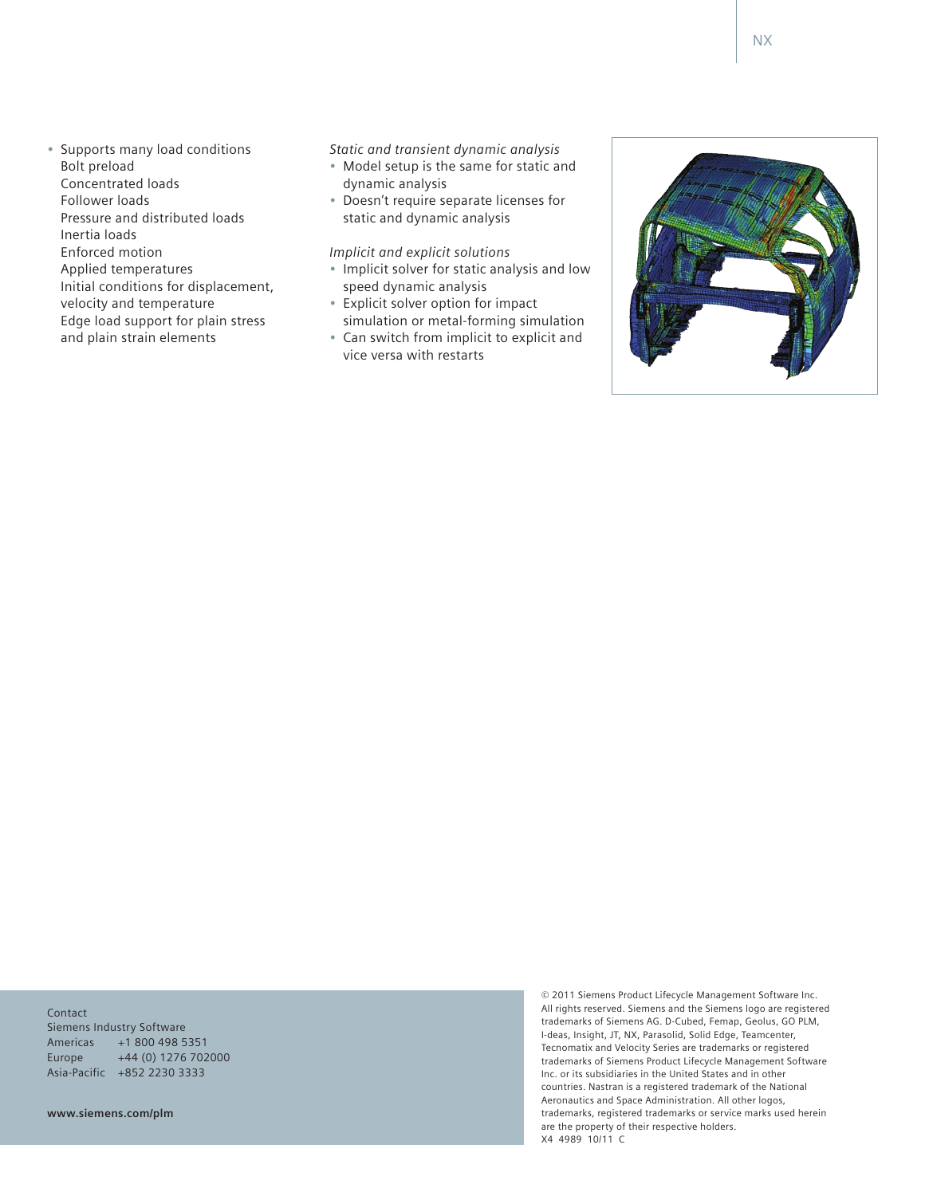- Supports many load conditions
  Bolt preload
  Concentrated loads
  Follower loads
  Pressure and distributed loads
  Inertia loads
  Enforced motion
  Applied temperatures
  Initial conditions for displacement, velocity and temperature
  Edge load support for plain stress and plain strain elements

*Static and transient dynamic analysis*

- Model setup is the same for static and dynamic analysis
- Doesn't require separate licenses for static and dynamic analysis

*Implicit and explicit solutions*

- Implicit solver for static analysis and low speed dynamic analysis
- Explicit solver option for impact simulation or metal-forming simulation
- Can switch from implicit to explicit and vice versa with restarts

Contact
Siemens Industry Software
Americas +1 800 498 5351
Europe +44 (0) 1276 702000
Asia-Pacific +852 2230 3333

**www.siemens.com/plm**

© 2011 Siemens Product Lifecycle Management Software Inc. All rights reserved. Siemens and the Siemens logo are registered trademarks of Siemens AG. D-Cubed, Femap, Geolus, GO PLM, I-deas, Insight, JT, NX, Parasolid, Solid Edge, Teamcenter, Tecnomatix and Velocity Series are trademarks or registered trademarks of Siemens Product Lifecycle Management Software Inc. or its subsidiaries in the United States and in other countries. Nastran is a registered trademark of the National Aeronautics and Space Administration. All other logos, trademarks, registered trademarks or service marks used herein are the property of their respective holders.
X4 4989 10/11 C